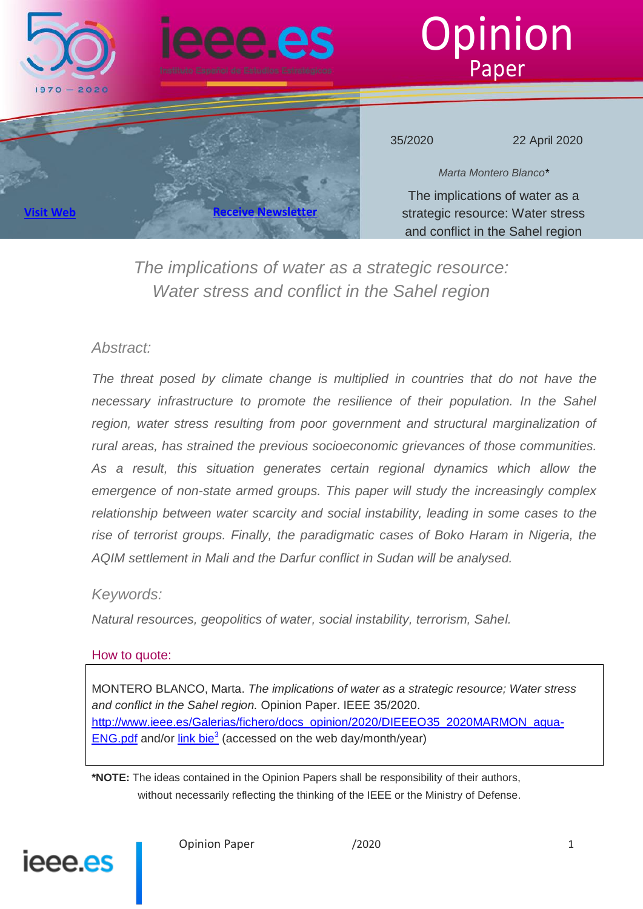Opinion Paper

Visit Web

Receive Newsletter

35/2020

22 April 2020

*Marta Montero Blanco**

The implications of water as a strategic resource: Water stress and conflict in the Sahel region

# *The implications of water as a strategic resource: Water stress and conflict in the Sahel region*

## *Abstract:*

*The threat posed by climate change is multiplied in countries that do not have the necessary infrastructure to promote the resilience of their population. In the Sahel region, water stress resulting from poor government and structural marginalization of rural areas, has strained the previous socioeconomic grievances of those communities. As a result, this situation generates certain regional dynamics which allow the emergence of non-state armed groups. This paper will study the increasingly complex relationship between water scarcity and social instability, leading in some cases to the rise of terrorist groups. Finally, the paradigmatic cases of Boko Haram in Nigeria, the AQIM settlement in Mali and the Darfur conflict in Sudan will be analysed.*

## *Keywords:*

*Natural resources, geopolitics of water, social instability, terrorism, Sahel.*

## How to quote:

MONTERO BLANCO, Marta. *The implications of water as a strategic resource; Water stress and conflict in the Sahel region.* Opinion Paper. IEEE 35/2020. http://www.ieee.es/Galerias/fichero/docs_opinion/2020/DIEEEO35_2020MARMON_agua-ENG.pdf and/or link bie[3] (accessed on the web day/month/year)

**\*NOTE:** The ideas contained in the Opinion Papers shall be responsibility of their authors, without necessarily reflecting the thinking of the IEEE or the Ministry of Defense.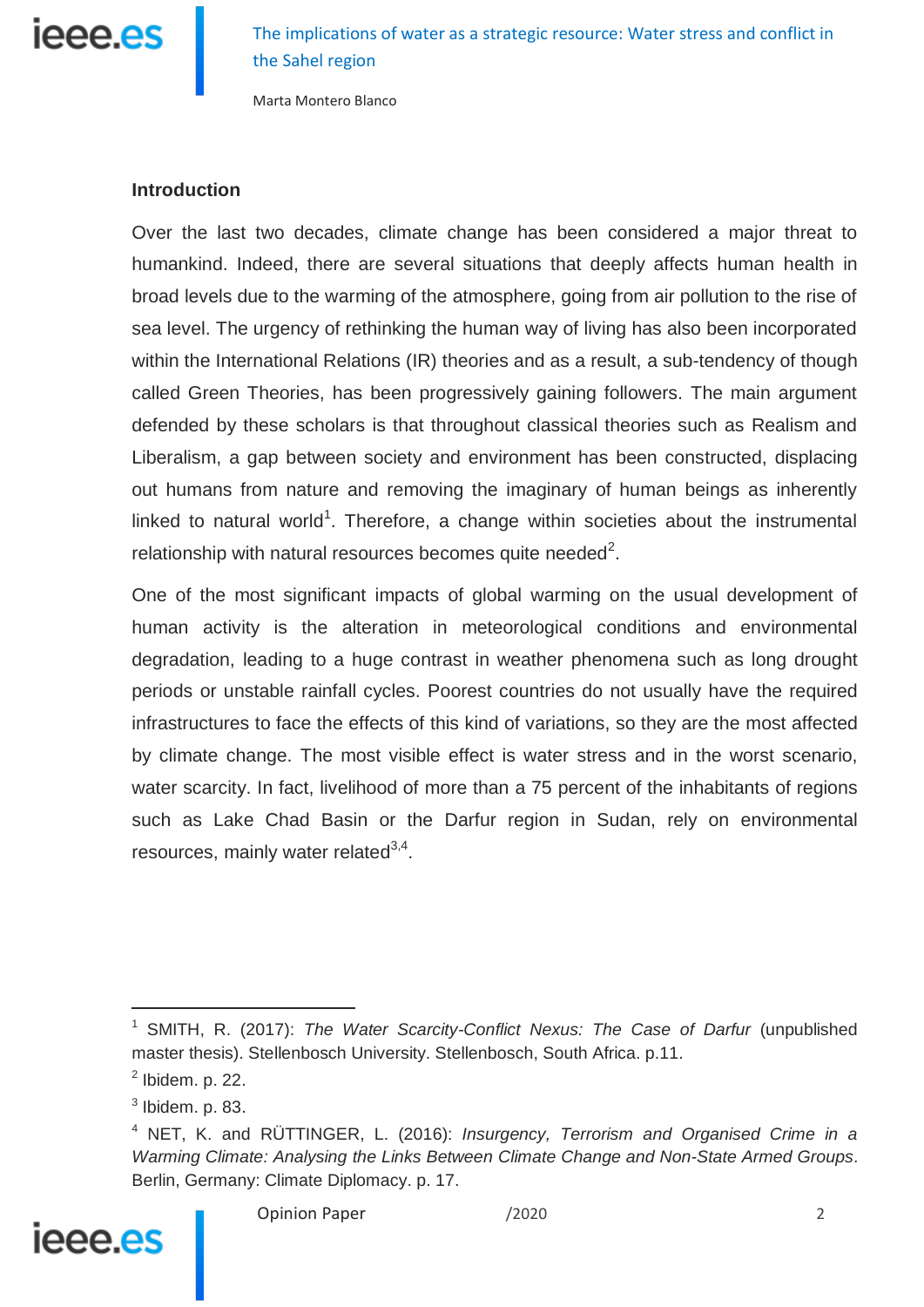## Introduction

Over the last two decades, climate change has been considered a major threat to humankind. Indeed, there are several situations that deeply affects human health in broad levels due to the warming of the atmosphere, going from air pollution to the rise of sea level. The urgency of rethinking the human way of living has also been incorporated within the International Relations (IR) theories and as a result, a sub-tendency of though called Green Theories, has been progressively gaining followers. The main argument defended by these scholars is that throughout classical theories such as Realism and Liberalism, a gap between society and environment has been constructed, displacing out humans from nature and removing the imaginary of human beings as inherently linked to natural world[1]. Therefore, a change within societies about the instrumental relationship with natural resources becomes quite needed[2].

One of the most significant impacts of global warming on the usual development of human activity is the alteration in meteorological conditions and environmental degradation, leading to a huge contrast in weather phenomena such as long drought periods or unstable rainfall cycles. Poorest countries do not usually have the required infrastructures to face the effects of this kind of variations, so they are the most affected by climate change. The most visible effect is water stress and in the worst scenario, water scarcity. In fact, livelihood of more than a 75 percent of the inhabitants of regions such as Lake Chad Basin or the Darfur region in Sudan, rely on environmental resources, mainly water related[3,4].

---

[1] SMITH, R. (2017): *The Water Scarcity-Conflict Nexus: The Case of Darfur* (unpublished master thesis). Stellenbosch University. Stellenbosch, South Africa. p.11.

[2] Ibidem. p. 22.

[3] Ibidem. p. 83.

[4] NET, K. and RÜTTINGER, L. (2016): *Insurgency, Terrorism and Organised Crime in a Warming Climate: Analysing the Links Between Climate Change and Non-State Armed Groups*. Berlin, Germany: Climate Diplomacy. p. 17.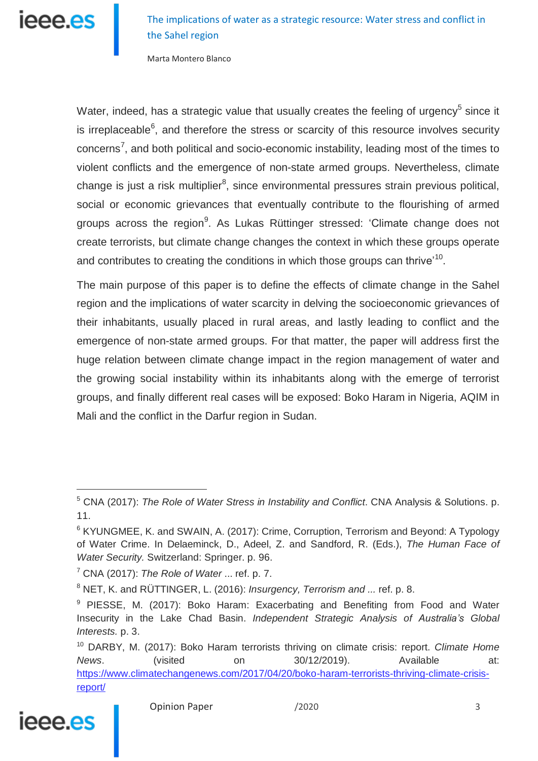Water, indeed, has a strategic value that usually creates the feeling of urgency[5] since it is irreplaceable[6], and therefore the stress or scarcity of this resource involves security concerns[7], and both political and socio-economic instability, leading most of the times to violent conflicts and the emergence of non-state armed groups. Nevertheless, climate change is just a risk multiplier[8], since environmental pressures strain previous political, social or economic grievances that eventually contribute to the flourishing of armed groups across the region[9]. As Lukas Rüttinger stressed: 'Climate change does not create terrorists, but climate change changes the context in which these groups operate and contributes to creating the conditions in which those groups can thrive'[10].

The main purpose of this paper is to define the effects of climate change in the Sahel region and the implications of water scarcity in delving the socioeconomic grievances of their inhabitants, usually placed in rural areas, and lastly leading to conflict and the emergence of non-state armed groups. For that matter, the paper will address first the huge relation between climate change impact in the region management of water and the growing social instability within its inhabitants along with the emerge of terrorist groups, and finally different real cases will be exposed: Boko Haram in Nigeria, AQIM in Mali and the conflict in the Darfur region in Sudan.

---

[5] CNA (2017): *The Role of Water Stress in Instability and Conflict*. CNA Analysis & Solutions. p. 11.

[6] KYUNGMEE, K. and SWAIN, A. (2017): Crime, Corruption, Terrorism and Beyond: A Typology of Water Crime. In Delaeminck, D., Adeel, Z. and Sandford, R. (Eds.), *The Human Face of Water Security.* Switzerland: Springer. p. 96.

[7] CNA (2017): *The Role of Water* ... ref. p. 7.

[8] NET, K. and RÜTTINGER, L. (2016): *Insurgency, Terrorism and ...* ref. p. 8.

[9] PIESSE, M. (2017): Boko Haram: Exacerbating and Benefiting from Food and Water Insecurity in the Lake Chad Basin. *Independent Strategic Analysis of Australia's Global Interests.* p. 3.

[10] DARBY, M. (2017): Boko Haram terrorists thriving on climate crisis: report. *Climate Home News*. (visited on 30/12/2019). Available at: https://www.climatechangenews.com/2017/04/20/boko-haram-terrorists-thriving-climate-crisis-report/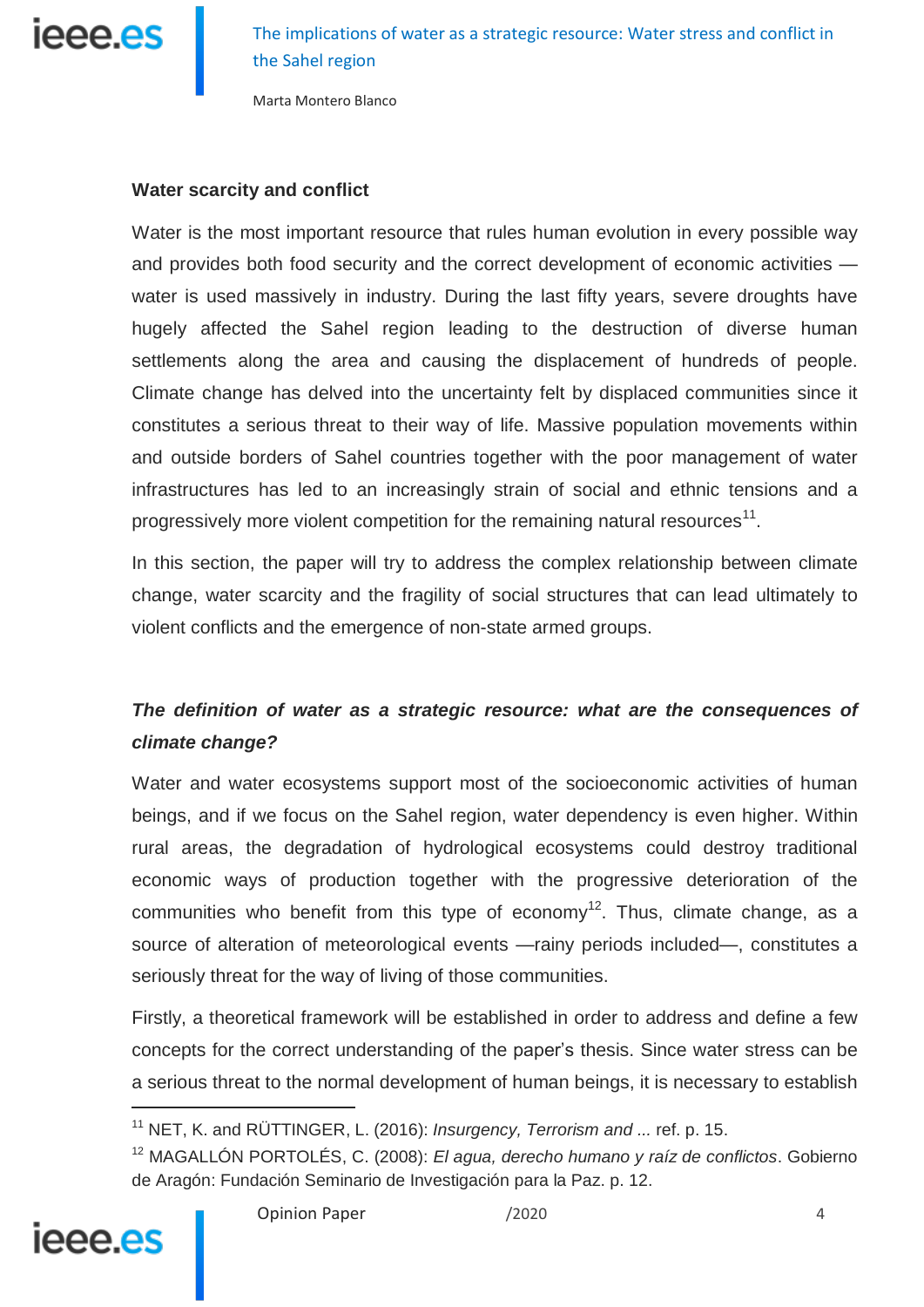## Water scarcity and conflict

Water is the most important resource that rules human evolution in every possible way and provides both food security and the correct development of economic activities —water is used massively in industry. During the last fifty years, severe droughts have hugely affected the Sahel region leading to the destruction of diverse human settlements along the area and causing the displacement of hundreds of people. Climate change has delved into the uncertainty felt by displaced communities since it constitutes a serious threat to their way of life. Massive population movements within and outside borders of Sahel countries together with the poor management of water infrastructures has led to an increasingly strain of social and ethnic tensions and a progressively more violent competition for the remaining natural resources[11].

In this section, the paper will try to address the complex relationship between climate change, water scarcity and the fragility of social structures that can lead ultimately to violent conflicts and the emergence of non-state armed groups.

### *The definition of water as a strategic resource: what are the consequences of climate change?*

Water and water ecosystems support most of the socioeconomic activities of human beings, and if we focus on the Sahel region, water dependency is even higher. Within rural areas, the degradation of hydrological ecosystems could destroy traditional economic ways of production together with the progressive deterioration of the communities who benefit from this type of economy[12]. Thus, climate change, as a source of alteration of meteorological events —rainy periods included—, constitutes a seriously threat for the way of living of those communities.

Firstly, a theoretical framework will be established in order to address and define a few concepts for the correct understanding of the paper's thesis. Since water stress can be a serious threat to the normal development of human beings, it is necessary to establish

---

[11] NET, K. and RÜTTINGER, L. (2016): *Insurgency, Terrorism and ...* ref. p. 15.

[12] MAGALLÓN PORTOLÉS, C. (2008): *El agua, derecho humano y raíz de conflictos*. Gobierno de Aragón: Fundación Seminario de Investigación para la Paz. p. 12.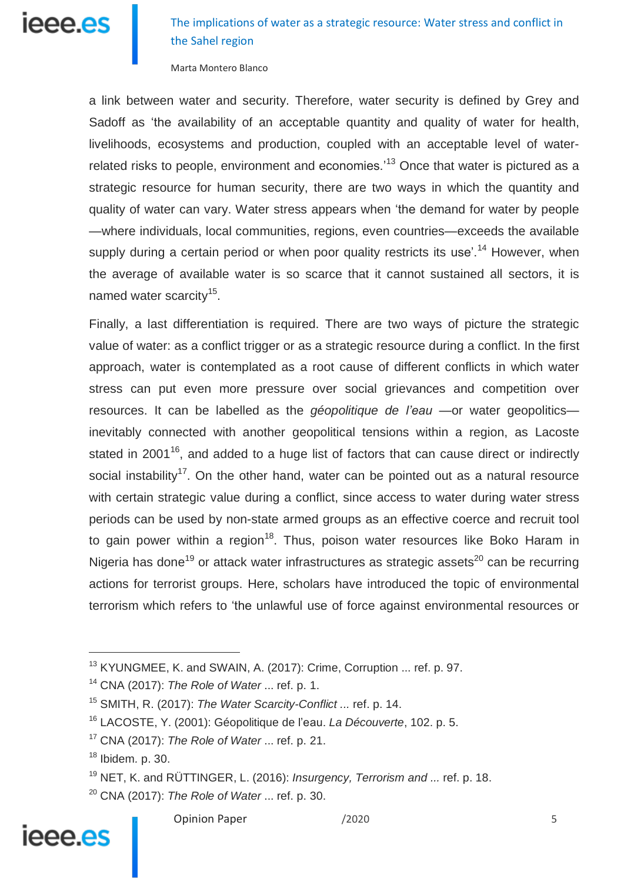a link between water and security. Therefore, water security is defined by Grey and Sadoff as 'the availability of an acceptable quantity and quality of water for health, livelihoods, ecosystems and production, coupled with an acceptable level of water-related risks to people, environment and economies.'[13] Once that water is pictured as a strategic resource for human security, there are two ways in which the quantity and quality of water can vary. Water stress appears when 'the demand for water by people —where individuals, local communities, regions, even countries—exceeds the available supply during a certain period or when poor quality restricts its use'.[14] However, when the average of available water is so scarce that it cannot sustained all sectors, it is named water scarcity[15].

Finally, a last differentiation is required. There are two ways of picture the strategic value of water: as a conflict trigger or as a strategic resource during a conflict. In the first approach, water is contemplated as a root cause of different conflicts in which water stress can put even more pressure over social grievances and competition over resources. It can be labelled as the *géopolitique de l'eau* —or water geopolitics— inevitably connected with another geopolitical tensions within a region, as Lacoste stated in 2001[16], and added to a huge list of factors that can cause direct or indirectly social instability[17]. On the other hand, water can be pointed out as a natural resource with certain strategic value during a conflict, since access to water during water stress periods can be used by non-state armed groups as an effective coerce and recruit tool to gain power within a region[18]. Thus, poison water resources like Boko Haram in Nigeria has done[19] or attack water infrastructures as strategic assets[20] can be recurring actions for terrorist groups. Here, scholars have introduced the topic of environmental terrorism which refers to 'the unlawful use of force against environmental resources or

---

[13] KYUNGMEE, K. and SWAIN, A. (2017): Crime, Corruption ... ref. p. 97.

[14] CNA (2017): *The Role of Water* ... ref. p. 1.

[15] SMITH, R. (2017): *The Water Scarcity-Conflict ...* ref. p. 14.

[16] LACOSTE, Y. (2001): Géopolitique de l'eau. *La Découverte*, 102. p. 5.

[17] CNA (2017): *The Role of Water* ... ref. p. 21.

[18] Ibidem. p. 30.

[19] NET, K. and RÜTTINGER, L. (2016): *Insurgency, Terrorism and ...* ref. p. 18.

[20] CNA (2017): *The Role of Water* ... ref. p. 30.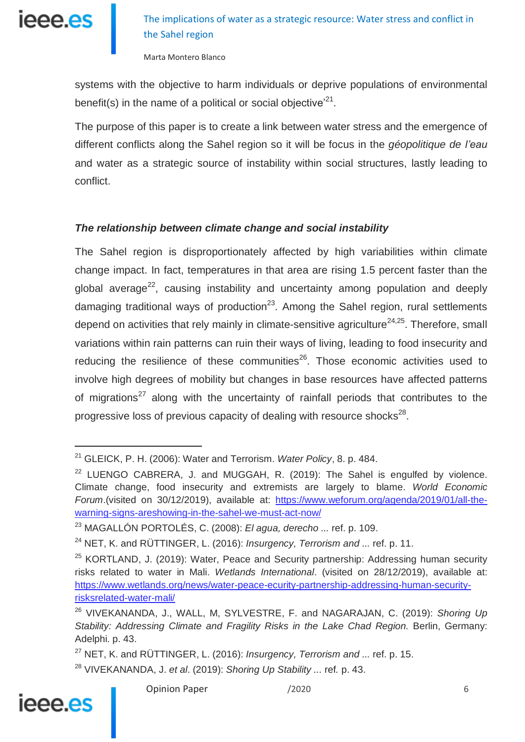systems with the objective to harm individuals or deprive populations of environmental benefit(s) in the name of a political or social objective'[21].

The purpose of this paper is to create a link between water stress and the emergence of different conflicts along the Sahel region so it will be focus in the *géopolitique de l'eau* and water as a strategic source of instability within social structures, lastly leading to conflict.

### *The relationship between climate change and social instability*

The Sahel region is disproportionately affected by high variabilities within climate change impact. In fact, temperatures in that area are rising 1.5 percent faster than the global average[22], causing instability and uncertainty among population and deeply damaging traditional ways of production[23]. Among the Sahel region, rural settlements depend on activities that rely mainly in climate-sensitive agriculture[24,25]. Therefore, small variations within rain patterns can ruin their ways of living, leading to food insecurity and reducing the resilience of these communities[26]. Those economic activities used to involve high degrees of mobility but changes in base resources have affected patterns of migrations[27] along with the uncertainty of rainfall periods that contributes to the progressive loss of previous capacity of dealing with resource shocks[28].

---

[21] GLEICK, P. H. (2006): Water and Terrorism. *Water Policy*, 8. p. 484.

[22] LUENGO CABRERA, J. and MUGGAH, R. (2019): The Sahel is engulfed by violence. Climate change, food insecurity and extremists are largely to blame. *World Economic Forum*.(visited on 30/12/2019), available at: https://www.weforum.org/agenda/2019/01/all-the-warning-signs-areshowing-in-the-sahel-we-must-act-now/

[23] MAGALLÓN PORTOLÉS, C. (2008): *El agua, derecho* ... ref. p. 109.

[24] NET, K. and RÜTTINGER, L. (2016): *Insurgency, Terrorism and* ... ref. p. 11.

[25] KORTLAND, J. (2019): Water, Peace and Security partnership: Addressing human security risks related to water in Mali. *Wetlands International*. (visited on 28/12/2019), available at: https://www.wetlands.org/news/water-peace-ecurity-partnership-addressing-human-security-risksrelated-water-mali/

[26] VIVEKANANDA, J., WALL, M, SYLVESTRE, F. and NAGARAJAN, C. (2019): *Shoring Up Stability: Addressing Climate and Fragility Risks in the Lake Chad Region.* Berlin, Germany: Adelphi. p. 43.

[27] NET, K. and RÜTTINGER, L. (2016): *Insurgency, Terrorism and* ... ref. p. 15.

[28] VIVEKANANDA, J. *et al*. (2019): *Shoring Up Stability* ... ref. p. 43.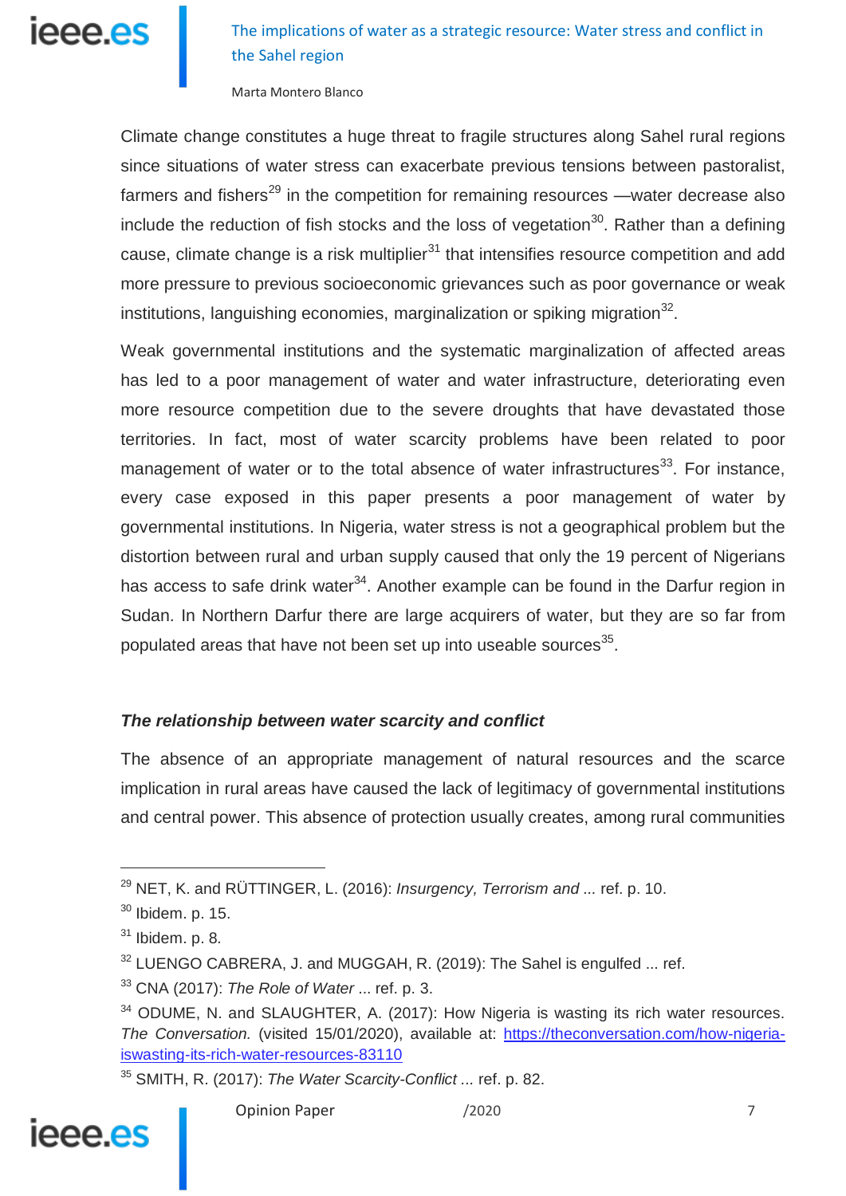Climate change constitutes a huge threat to fragile structures along Sahel rural regions since situations of water stress can exacerbate previous tensions between pastoralist, farmers and fishers[29] in the competition for remaining resources —water decrease also include the reduction of fish stocks and the loss of vegetation[30]. Rather than a defining cause, climate change is a risk multiplier[31] that intensifies resource competition and add more pressure to previous socioeconomic grievances such as poor governance or weak institutions, languishing economies, marginalization or spiking migration[32].

Weak governmental institutions and the systematic marginalization of affected areas has led to a poor management of water and water infrastructure, deteriorating even more resource competition due to the severe droughts that have devastated those territories. In fact, most of water scarcity problems have been related to poor management of water or to the total absence of water infrastructures[33]. For instance, every case exposed in this paper presents a poor management of water by governmental institutions. In Nigeria, water stress is not a geographical problem but the distortion between rural and urban supply caused that only the 19 percent of Nigerians has access to safe drink water[34]. Another example can be found in the Darfur region in Sudan. In Northern Darfur there are large acquirers of water, but they are so far from populated areas that have not been set up into useable sources[35].

### *The relationship between water scarcity and conflict*

The absence of an appropriate management of natural resources and the scarce implication in rural areas have caused the lack of legitimacy of governmental institutions and central power. This absence of protection usually creates, among rural communities

---

[29] NET, K. and RÜTTINGER, L. (2016): *Insurgency, Terrorism and ...* ref. p. 10.

[30] Ibidem. p. 15.

[31] Ibidem. p. 8.

[32] LUENGO CABRERA, J. and MUGGAH, R. (2019): The Sahel is engulfed ... ref.

[33] CNA (2017): *The Role of Water* ... ref. p. 3.

[34] ODUME, N. and SLAUGHTER, A. (2017): How Nigeria is wasting its rich water resources. *The Conversation.* (visited 15/01/2020), available at: https://theconversation.com/how-nigeria-iswasting-its-rich-water-resources-83110

[35] SMITH, R. (2017): *The Water Scarcity-Conflict ...* ref. p. 82.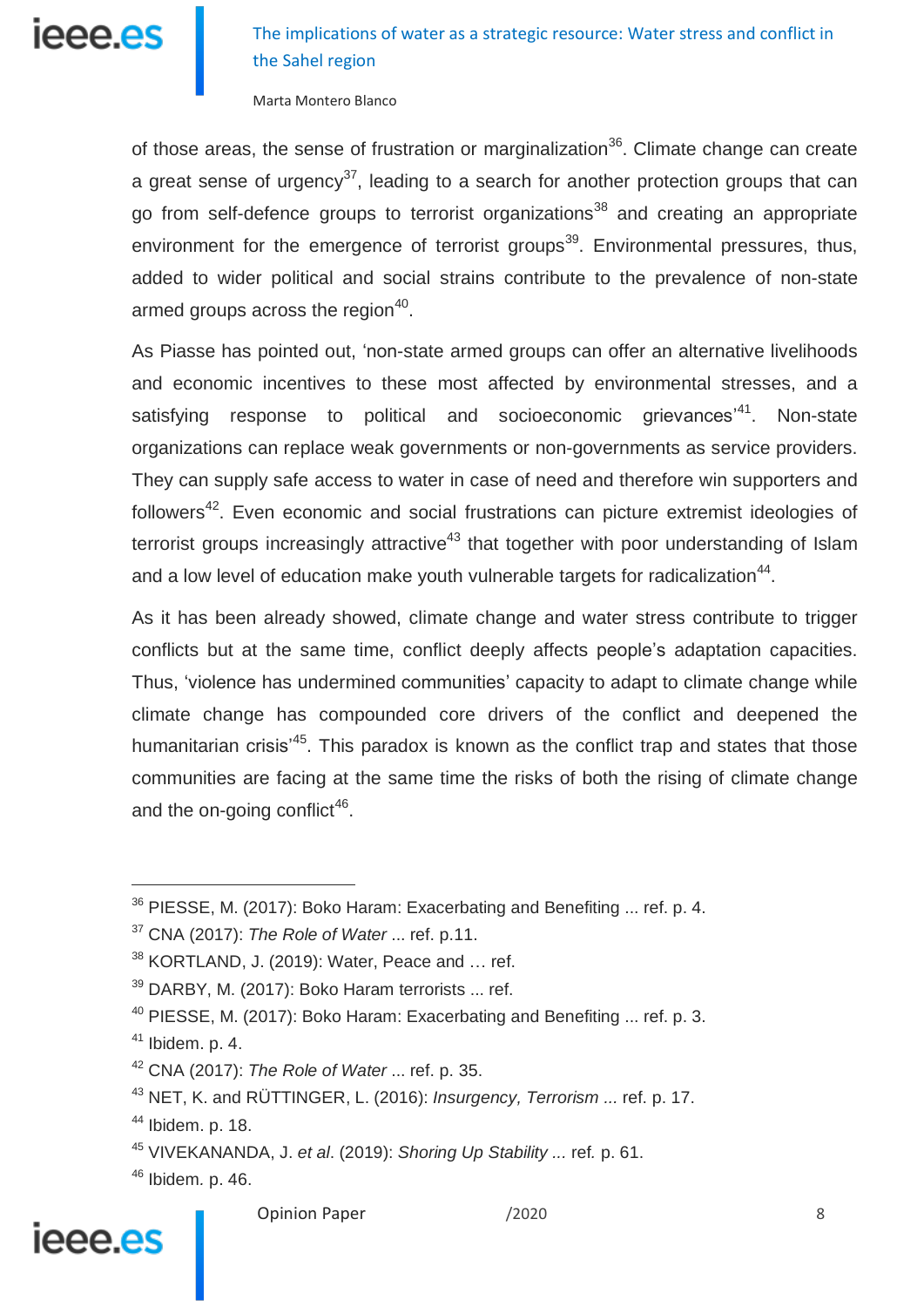of those areas, the sense of frustration or marginalization[36]. Climate change can create a great sense of urgency[37], leading to a search for another protection groups that can go from self-defence groups to terrorist organizations[38] and creating an appropriate environment for the emergence of terrorist groups[39]. Environmental pressures, thus, added to wider political and social strains contribute to the prevalence of non-state armed groups across the region[40].

As Piasse has pointed out, 'non-state armed groups can offer an alternative livelihoods and economic incentives to these most affected by environmental stresses, and a satisfying response to political and socioeconomic grievances'[41]. Non-state organizations can replace weak governments or non-governments as service providers. They can supply safe access to water in case of need and therefore win supporters and followers[42]. Even economic and social frustrations can picture extremist ideologies of terrorist groups increasingly attractive[43] that together with poor understanding of Islam and a low level of education make youth vulnerable targets for radicalization[44].

As it has been already showed, climate change and water stress contribute to trigger conflicts but at the same time, conflict deeply affects people's adaptation capacities. Thus, 'violence has undermined communities' capacity to adapt to climate change while climate change has compounded core drivers of the conflict and deepened the humanitarian crisis'[45]. This paradox is known as the conflict trap and states that those communities are facing at the same time the risks of both the rising of climate change and the on-going conflict[46].

---

[36] PIESSE, M. (2017): Boko Haram: Exacerbating and Benefiting ... ref. p. 4.

[37] CNA (2017): *The Role of Water* ... ref. p.11.

[38] KORTLAND, J. (2019): Water, Peace and … ref.

[39] DARBY, M. (2017): Boko Haram terrorists ... ref.

[40] PIESSE, M. (2017): Boko Haram: Exacerbating and Benefiting ... ref. p. 3.

[41] Ibidem. p. 4.

[42] CNA (2017): *The Role of Water* ... ref. p. 35.

[43] NET, K. and RÜTTINGER, L. (2016): *Insurgency, Terrorism ...* ref. p. 17.

[44] Ibidem. p. 18.

[45] VIVEKANANDA, J. *et al.* (2019): *Shoring Up Stability ...* ref. p. 61.

[46] Ibidem. p. 46.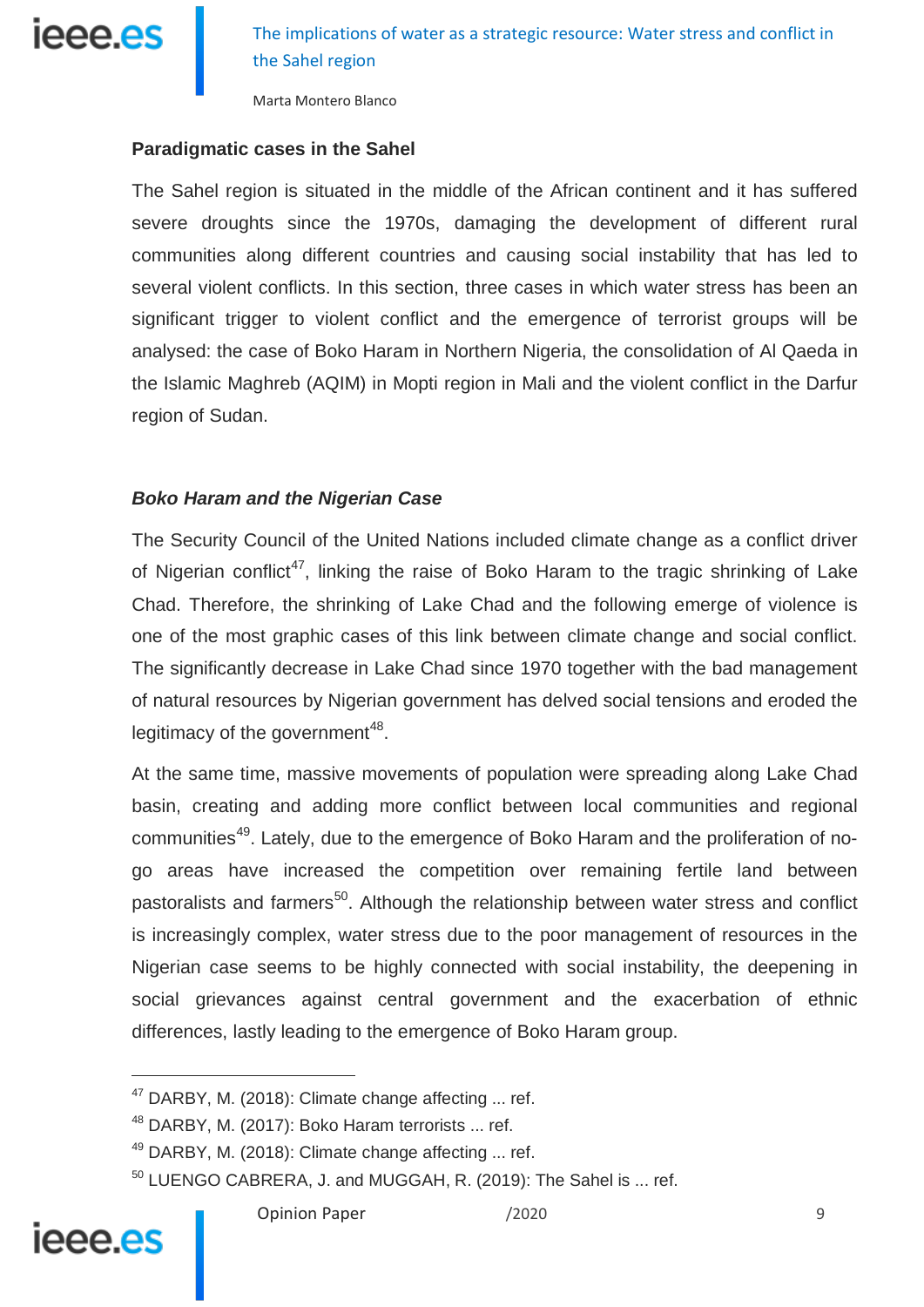**Paradigmatic cases in the Sahel**

The Sahel region is situated in the middle of the African continent and it has suffered severe droughts since the 1970s, damaging the development of different rural communities along different countries and causing social instability that has led to several violent conflicts. In this section, three cases in which water stress has been an significant trigger to violent conflict and the emergence of terrorist groups will be analysed: the case of Boko Haram in Northern Nigeria, the consolidation of Al Qaeda in the Islamic Maghreb (AQIM) in Mopti region in Mali and the violent conflict in the Darfur region of Sudan.

***Boko Haram and the Nigerian Case***

The Security Council of the United Nations included climate change as a conflict driver of Nigerian conflict[47], linking the raise of Boko Haram to the tragic shrinking of Lake Chad. Therefore, the shrinking of Lake Chad and the following emerge of violence is one of the most graphic cases of this link between climate change and social conflict. The significantly decrease in Lake Chad since 1970 together with the bad management of natural resources by Nigerian government has delved social tensions and eroded the legitimacy of the government[48].

At the same time, massive movements of population were spreading along Lake Chad basin, creating and adding more conflict between local communities and regional communities[49]. Lately, due to the emergence of Boko Haram and the proliferation of no-go areas have increased the competition over remaining fertile land between pastoralists and farmers[50]. Although the relationship between water stress and conflict is increasingly complex, water stress due to the poor management of resources in the Nigerian case seems to be highly connected with social instability, the deepening in social grievances against central government and the exacerbation of ethnic differences, lastly leading to the emergence of Boko Haram group.

---

[47] DARBY, M. (2018): Climate change affecting ... ref.

[48] DARBY, M. (2017): Boko Haram terrorists ... ref.

[49] DARBY, M. (2018): Climate change affecting ... ref.

[50] LUENGO CABRERA, J. and MUGGAH, R. (2019): The Sahel is ... ref.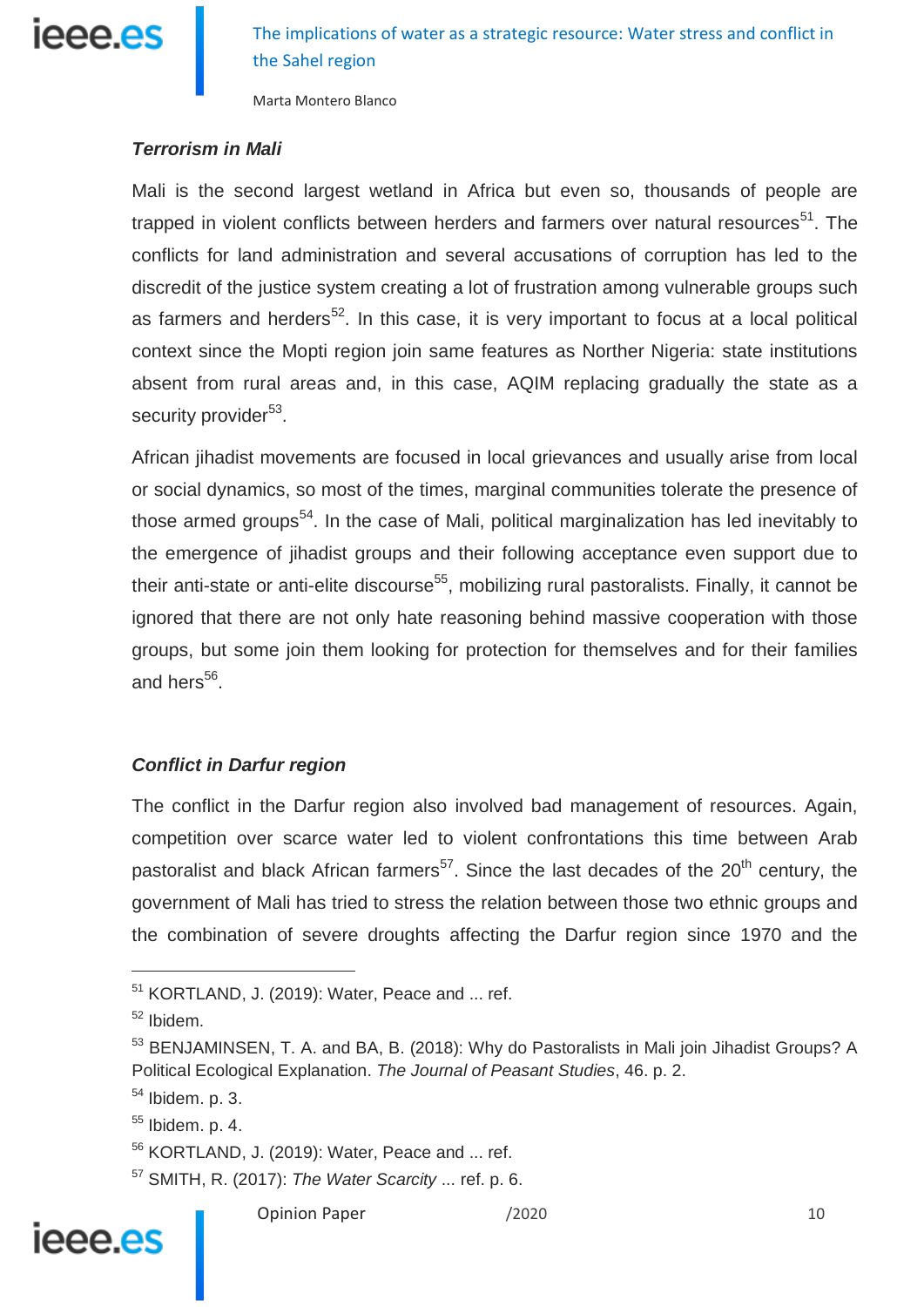***Terrorism in Mali***

Mali is the second largest wetland in Africa but even so, thousands of people are trapped in violent conflicts between herders and farmers over natural resources[51]. The conflicts for land administration and several accusations of corruption has led to the discredit of the justice system creating a lot of frustration among vulnerable groups such as farmers and herders[52]. In this case, it is very important to focus at a local political context since the Mopti region join same features as Norther Nigeria: state institutions absent from rural areas and, in this case, AQIM replacing gradually the state as a security provider[53].

African jihadist movements are focused in local grievances and usually arise from local or social dynamics, so most of the times, marginal communities tolerate the presence of those armed groups[54]. In the case of Mali, political marginalization has led inevitably to the emergence of jihadist groups and their following acceptance even support due to their anti-state or anti-elite discourse[55], mobilizing rural pastoralists. Finally, it cannot be ignored that there are not only hate reasoning behind massive cooperation with those groups, but some join them looking for protection for themselves and for their families and hers[56].

***Conflict in Darfur region***

The conflict in the Darfur region also involved bad management of resources. Again, competition over scarce water led to violent confrontations this time between Arab pastoralist and black African farmers[57]. Since the last decades of the 20th century, the government of Mali has tried to stress the relation between those two ethnic groups and the combination of severe droughts affecting the Darfur region since 1970 and the

---

[51] KORTLAND, J. (2019): Water, Peace and ... ref.

[52] Ibidem.

[53] BENJAMINSEN, T. A. and BA, B. (2018): Why do Pastoralists in Mali join Jihadist Groups? A Political Ecological Explanation. *The Journal of Peasant Studies*, 46. p. 2.

[54] Ibidem. p. 3.

[55] Ibidem. p. 4.

[56] KORTLAND, J. (2019): Water, Peace and ... ref.

[57] SMITH, R. (2017): *The Water Scarcity* ... ref. p. 6.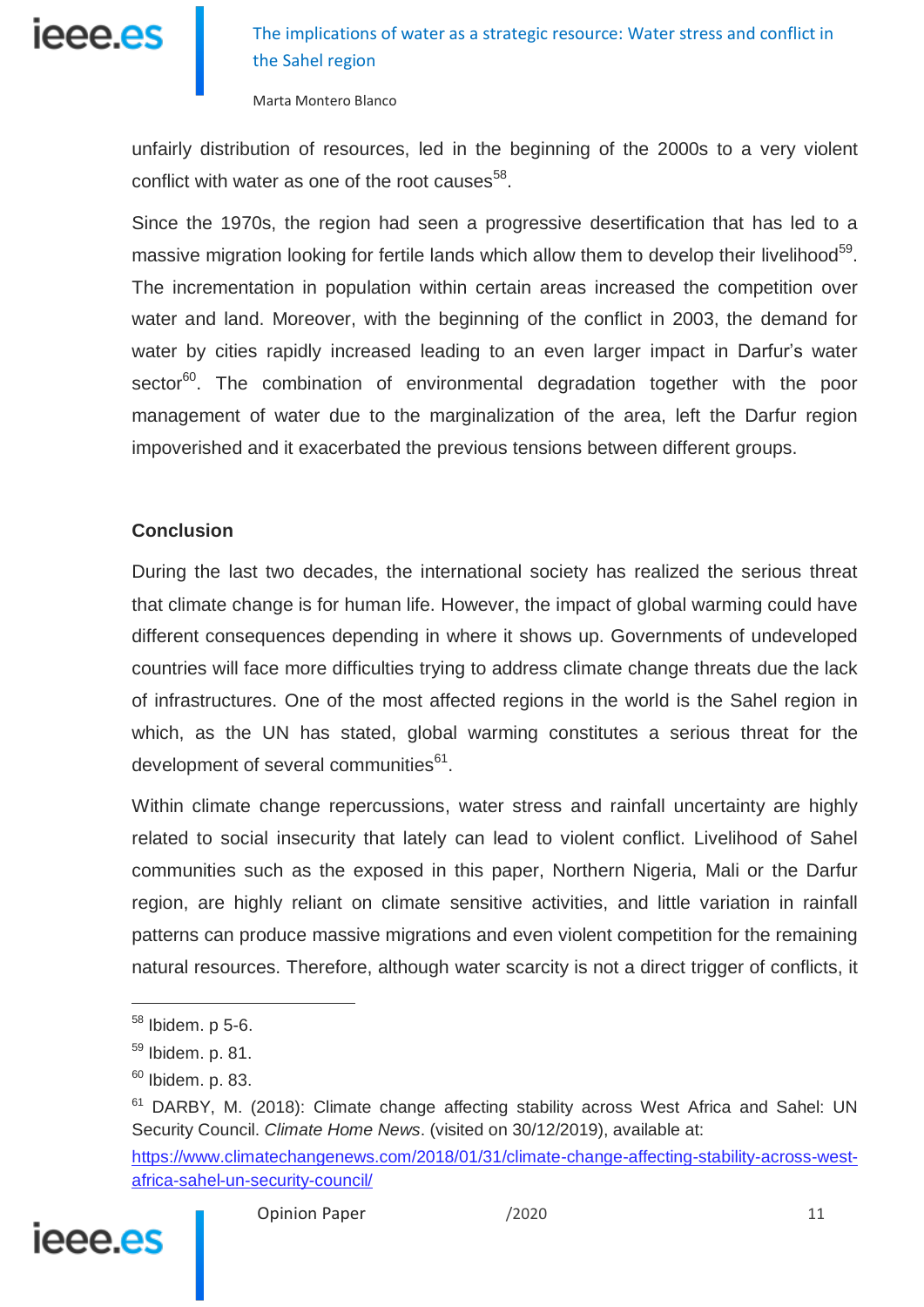unfairly distribution of resources, led in the beginning of the 2000s to a very violent conflict with water as one of the root causes[58].

Since the 1970s, the region had seen a progressive desertification that has led to a massive migration looking for fertile lands which allow them to develop their livelihood[59]. The incrementation in population within certain areas increased the competition over water and land. Moreover, with the beginning of the conflict in 2003, the demand for water by cities rapidly increased leading to an even larger impact in Darfur's water sector[60]. The combination of environmental degradation together with the poor management of water due to the marginalization of the area, left the Darfur region impoverished and it exacerbated the previous tensions between different groups.

## Conclusion

During the last two decades, the international society has realized the serious threat that climate change is for human life. However, the impact of global warming could have different consequences depending in where it shows up. Governments of undeveloped countries will face more difficulties trying to address climate change threats due the lack of infrastructures. One of the most affected regions in the world is the Sahel region in which, as the UN has stated, global warming constitutes a serious threat for the development of several communities[61].

Within climate change repercussions, water stress and rainfall uncertainty are highly related to social insecurity that lately can lead to violent conflict. Livelihood of Sahel communities such as the exposed in this paper, Northern Nigeria, Mali or the Darfur region, are highly reliant on climate sensitive activities, and little variation in rainfall patterns can produce massive migrations and even violent competition for the remaining natural resources. Therefore, although water scarcity is not a direct trigger of conflicts, it

---

[58] Ibidem. p 5-6.

[59] Ibidem. p. 81.

[60] Ibidem. p. 83.

[61] DARBY, M. (2018): Climate change affecting stability across West Africa and Sahel: UN Security Council. *Climate Home News*. (visited on 30/12/2019), available at: https://www.climatechangenews.com/2018/01/31/climate-change-affecting-stability-across-west-africa-sahel-un-security-council/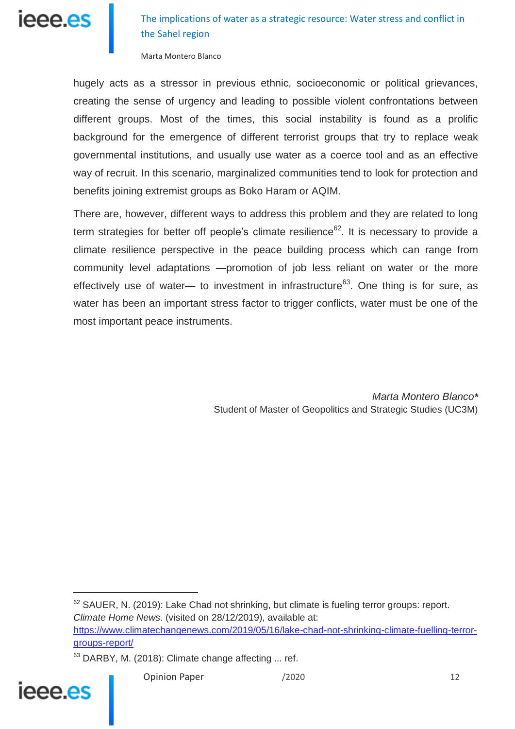hugely acts as a stressor in previous ethnic, socioeconomic or political grievances, creating the sense of urgency and leading to possible violent confrontations between different groups. Most of the times, this social instability is found as a prolific background for the emergence of different terrorist groups that try to replace weak governmental institutions, and usually use water as a coerce tool and as an effective way of recruit. In this scenario, marginalized communities tend to look for protection and benefits joining extremist groups as Boko Haram or AQIM.

There are, however, different ways to address this problem and they are related to long term strategies for better off people's climate resilience[62]. It is necessary to provide a climate resilience perspective in the peace building process which can range from community level adaptations —promotion of job less reliant on water or the more effectively use of water— to investment in infrastructure[63]. One thing is for sure, as water has been an important stress factor to trigger conflicts, water must be one of the most important peace instruments.

*Marta Montero Blanco****
Student of Master of Geopolitics and Strategic Studies (UC3M)

---

[62] SAUER, N. (2019): Lake Chad not shrinking, but climate is fueling terror groups: report. *Climate Home News*. (visited on 28/12/2019), available at: [https://www.climatechangenews.com/2019/05/16/lake-chad-not-shrinking-climate-fuelling-terror-groups-report/](https://www.climatechangenews.com/2019/05/16/lake-chad-not-shrinking-climate-fuelling-terror-groups-report/)

[63] DARBY, M. (2018): Climate change affecting ... ref.